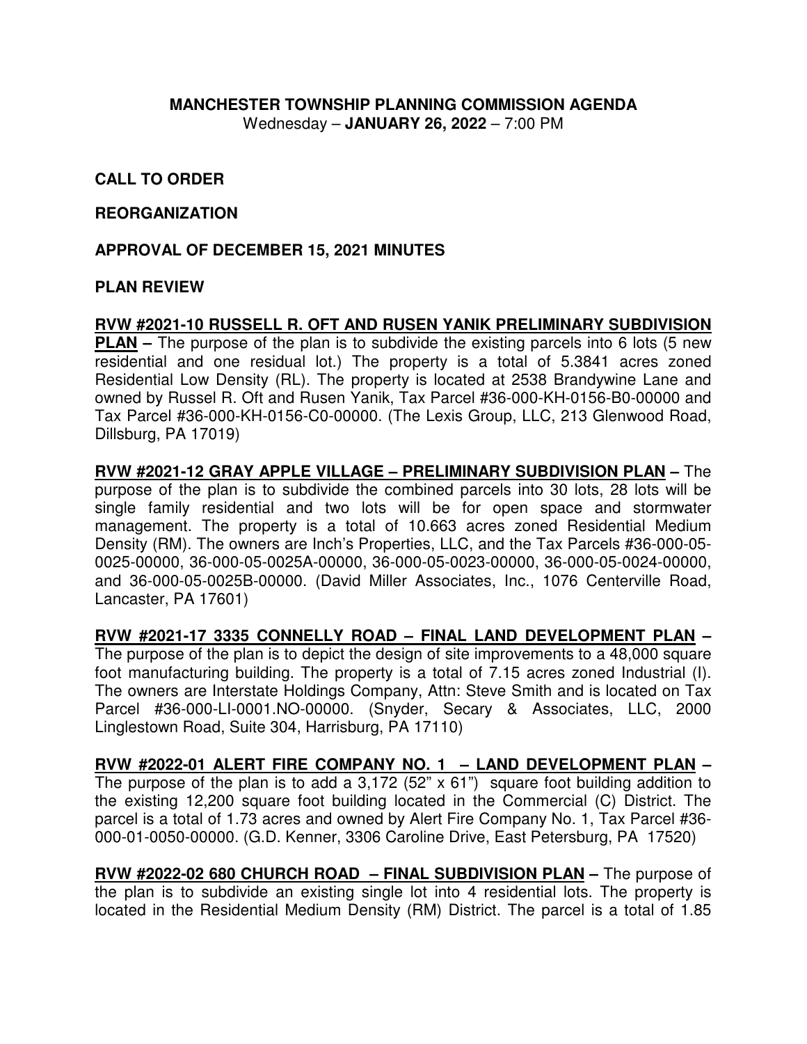**MANCHESTER TOWNSHIP PLANNING COMMISSION AGENDA**
Wednesday – **JANUARY 26, 2022** – 7:00 PM

**CALL TO ORDER**

**REORGANIZATION**

**APPROVAL OF DECEMBER 15, 2021 MINUTES**

**PLAN REVIEW**

**RVW #2021-10 RUSSELL R. OFT AND RUSEN YANIK PRELIMINARY SUBDIVISION PLAN –** The purpose of the plan is to subdivide the existing parcels into 6 lots (5 new residential and one residual lot.) The property is a total of 5.3841 acres zoned Residential Low Density (RL). The property is located at 2538 Brandywine Lane and owned by Russel R. Oft and Rusen Yanik, Tax Parcel #36-000-KH-0156-B0-00000 and Tax Parcel #36-000-KH-0156-C0-00000. (The Lexis Group, LLC, 213 Glenwood Road, Dillsburg, PA 17019)

**RVW #2021-12 GRAY APPLE VILLAGE – PRELIMINARY SUBDIVISION PLAN –** The purpose of the plan is to subdivide the combined parcels into 30 lots, 28 lots will be single family residential and two lots will be for open space and stormwater management. The property is a total of 10.663 acres zoned Residential Medium Density (RM). The owners are Inch's Properties, LLC, and the Tax Parcels #36-000-05-0025-00000, 36-000-05-0025A-00000, 36-000-05-0023-00000, 36-000-05-0024-00000, and 36-000-05-0025B-00000. (David Miller Associates, Inc., 1076 Centerville Road, Lancaster, PA 17601)

**RVW #2021-17 3335 CONNELLY ROAD – FINAL LAND DEVELOPMENT PLAN –** The purpose of the plan is to depict the design of site improvements to a 48,000 square foot manufacturing building. The property is a total of 7.15 acres zoned Industrial (I). The owners are Interstate Holdings Company, Attn: Steve Smith and is located on Tax Parcel #36-000-LI-0001.NO-00000. (Snyder, Secary & Associates, LLC, 2000 Linglestown Road, Suite 304, Harrisburg, PA 17110)

**RVW #2022-01 ALERT FIRE COMPANY NO. 1 – LAND DEVELOPMENT PLAN –** The purpose of the plan is to add a 3,172 (52" x 61") square foot building addition to the existing 12,200 square foot building located in the Commercial (C) District. The parcel is a total of 1.73 acres and owned by Alert Fire Company No. 1, Tax Parcel #36-000-01-0050-00000. (G.D. Kenner, 3306 Caroline Drive, East Petersburg, PA 17520)

**RVW #2022-02 680 CHURCH ROAD – FINAL SUBDIVISION PLAN –** The purpose of the plan is to subdivide an existing single lot into 4 residential lots. The property is located in the Residential Medium Density (RM) District. The parcel is a total of 1.85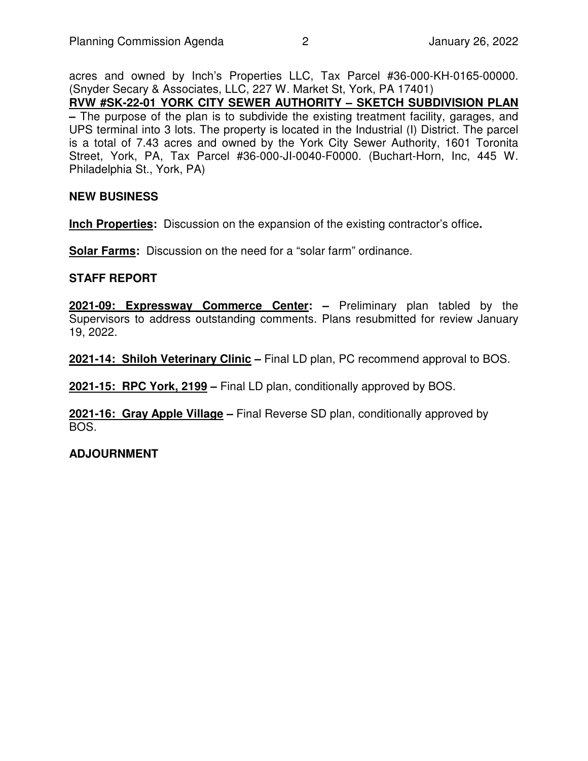acres and owned by Inch's Properties LLC, Tax Parcel #36-000-KH-0165-00000. (Snyder Secary & Associates, LLC, 227 W. Market St, York, PA 17401)

**RVW #SK-22-01 YORK CITY SEWER AUTHORITY – SKETCH SUBDIVISION PLAN –** The purpose of the plan is to subdivide the existing treatment facility, garages, and UPS terminal into 3 lots. The property is located in the Industrial (I) District. The parcel is a total of 7.43 acres and owned by the York City Sewer Authority, 1601 Toronita Street, York, PA, Tax Parcel #36-000-JI-0040-F0000. (Buchart-Horn, Inc, 445 W. Philadelphia St., York, PA)

**NEW BUSINESS**

**Inch Properties:** Discussion on the expansion of the existing contractor's office**.**

**Solar Farms:** Discussion on the need for a "solar farm" ordinance.

**STAFF REPORT**

**2021-09: Expressway Commerce Center: –** Preliminary plan tabled by the Supervisors to address outstanding comments. Plans resubmitted for review January 19, 2022.

**2021-14: Shiloh Veterinary Clinic –** Final LD plan, PC recommend approval to BOS.

**2021-15: RPC York, 2199 –** Final LD plan, conditionally approved by BOS.

**2021-16: Gray Apple Village –** Final Reverse SD plan, conditionally approved by BOS.

**ADJOURNMENT**